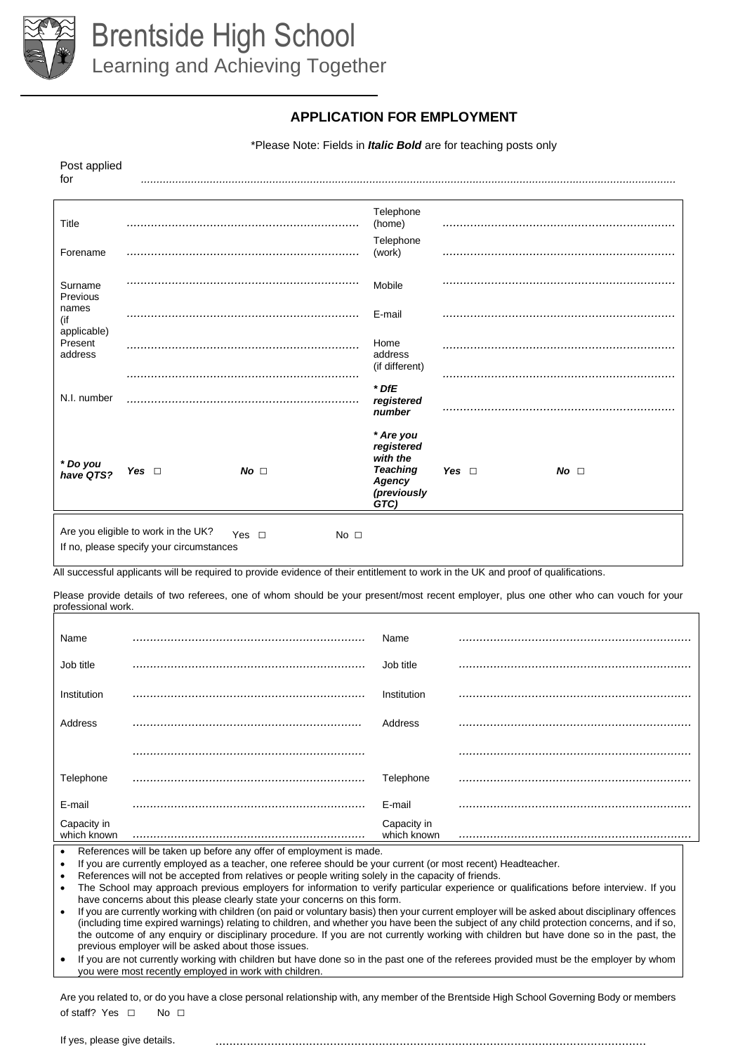# Brentside High School

Learning and Achieving Together

## APPLICATION FOR EMPLOYMENT

*Please Note: Fields in ***Italic Bold*** are for teaching posts only

Post applied for ........................................................................................................................................................................

| | | | |
|---|---|---|---|
| Title | .................................................................. | Telephone (home) | .................................................................. |
| Forename | .................................................................. | Telephone (work) | .................................................................. |
| Surname | .................................................................. | Mobile | .................................................................. |
| Previous names (if applicable) | .................................................................. | E-mail | .................................................................. |
| Present address | .................................................................. | Home address (if different) | .................................................................. |
| | .................................................................. | | .................................................................. |
| N.I. number | .................................................................. | ***\* DfE registered number*** | .................................................................. |
| ***\* Do you have QTS?*** | ***Yes*** □ ***No*** □ | ***\* Are you registered with the Teaching Agency (previously GTC)*** | ***Yes*** □ ***No*** □ |

Are you eligible to work in the UK? Yes □ No □

If no, please specify your circumstances

All successful applicants will be required to provide evidence of their entitlement to work in the UK and proof of qualifications.

Please provide details of two referees, one of whom should be your present/most recent employer, plus one other who can vouch for your professional work.

| | | | |
|---|---|---|---|
| Name | .................................................................. | Name | .................................................................. |
| Job title | .................................................................. | Job title | .................................................................. |
| Institution | .................................................................. | Institution | .................................................................. |
| Address | .................................................................. | Address | .................................................................. |
| | .................................................................. | | .................................................................. |
| Telephone | .................................................................. | Telephone | .................................................................. |
| E-mail | .................................................................. | E-mail | .................................................................. |
| Capacity in which known | .................................................................. | Capacity in which known | .................................................................. |

- References will be taken up before any offer of employment is made.
- If you are currently employed as a teacher, one referee should be your current (or most recent) Headteacher.
- References will not be accepted from relatives or people writing solely in the capacity of friends.
- The School may approach previous employers for information to verify particular experience or qualifications before interview. If you have concerns about this please clearly state your concerns on this form.
- If you are currently working with children (on paid or voluntary basis) then your current employer will be asked about disciplinary offences (including time expired warnings) relating to children, and whether you have been the subject of any child protection concerns, and if so, the outcome of any enquiry or disciplinary procedure. If you are not currently working with children but have done so in the past, the previous employer will be asked about those issues.
- If you are not currently working with children but have done so in the past one of the referees provided must be the employer by whom you were most recently employed in work with children.

Are you related to, or do you have a close personal relationship with, any member of the Brentside High School Governing Body or members of staff? Yes □ No □

If yes, please give details. ..........................................................................................................................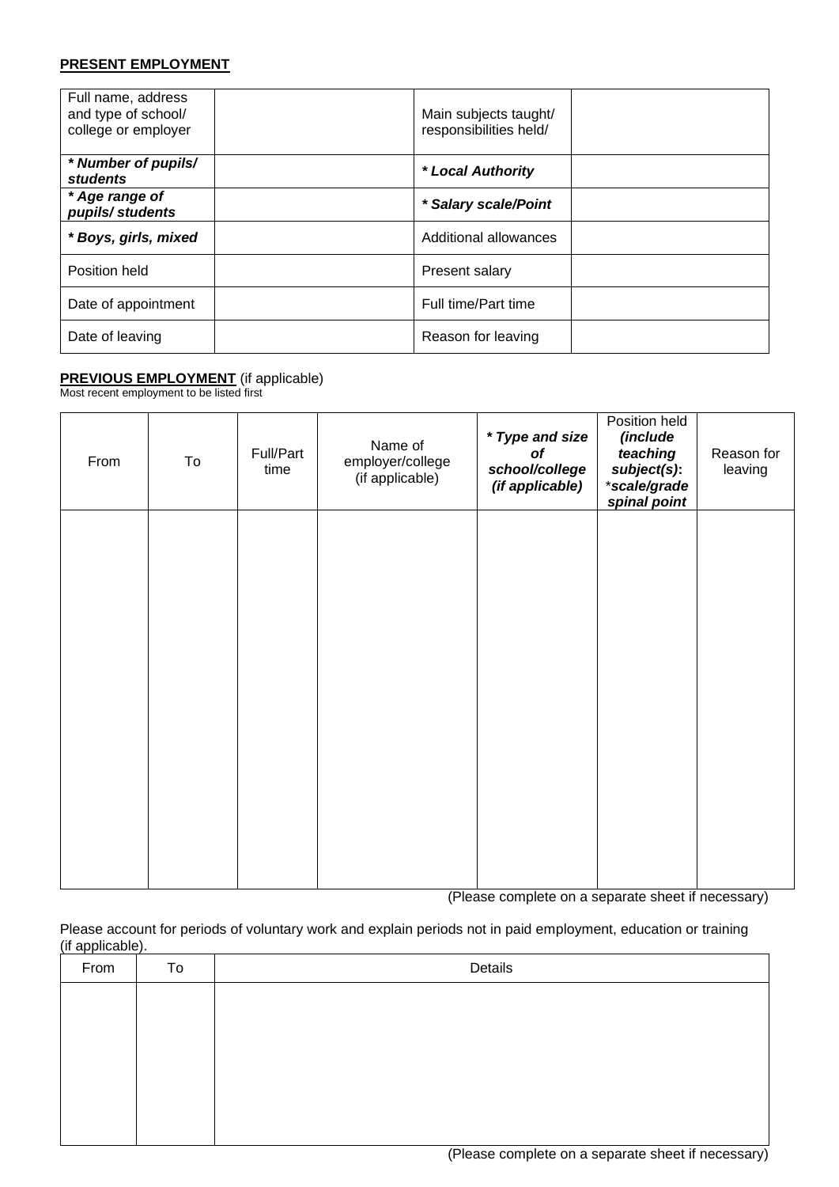**PRESENT EMPLOYMENT**

| Full name, address and type of school/ college or employer | | Main subjects taught/ responsibilities held/ | |
|---|---|---|---|
| ***\* Number of pupils/ students*** | | ***\* Local Authority*** | |
| ***\* Age range of pupils/ students*** | | ***\* Salary scale/Point*** | |
| ***\* Boys, girls, mixed*** | | Additional allowances | |
| Position held | | Present salary | |
| Date of appointment | | Full time/Part time | |
| Date of leaving | | Reason for leaving | |

**PREVIOUS EMPLOYMENT** (if applicable)
Most recent employment to be listed first

| From | To | Full/Part time | Name of employer/college (if applicable) | ***\* Type and size of school/college (if applicable)*** | Position held ***(include teaching subject(s):*** \****scale/grade spinal point*** | Reason for leaving |
|---|---|---|---|---|---|---|
| | | | | | | |

(Please complete on a separate sheet if necessary)

Please account for periods of voluntary work and explain periods not in paid employment, education or training (if applicable).

| From | To | Details |
|---|---|---|
| | | |

(Please complete on a separate sheet if necessary)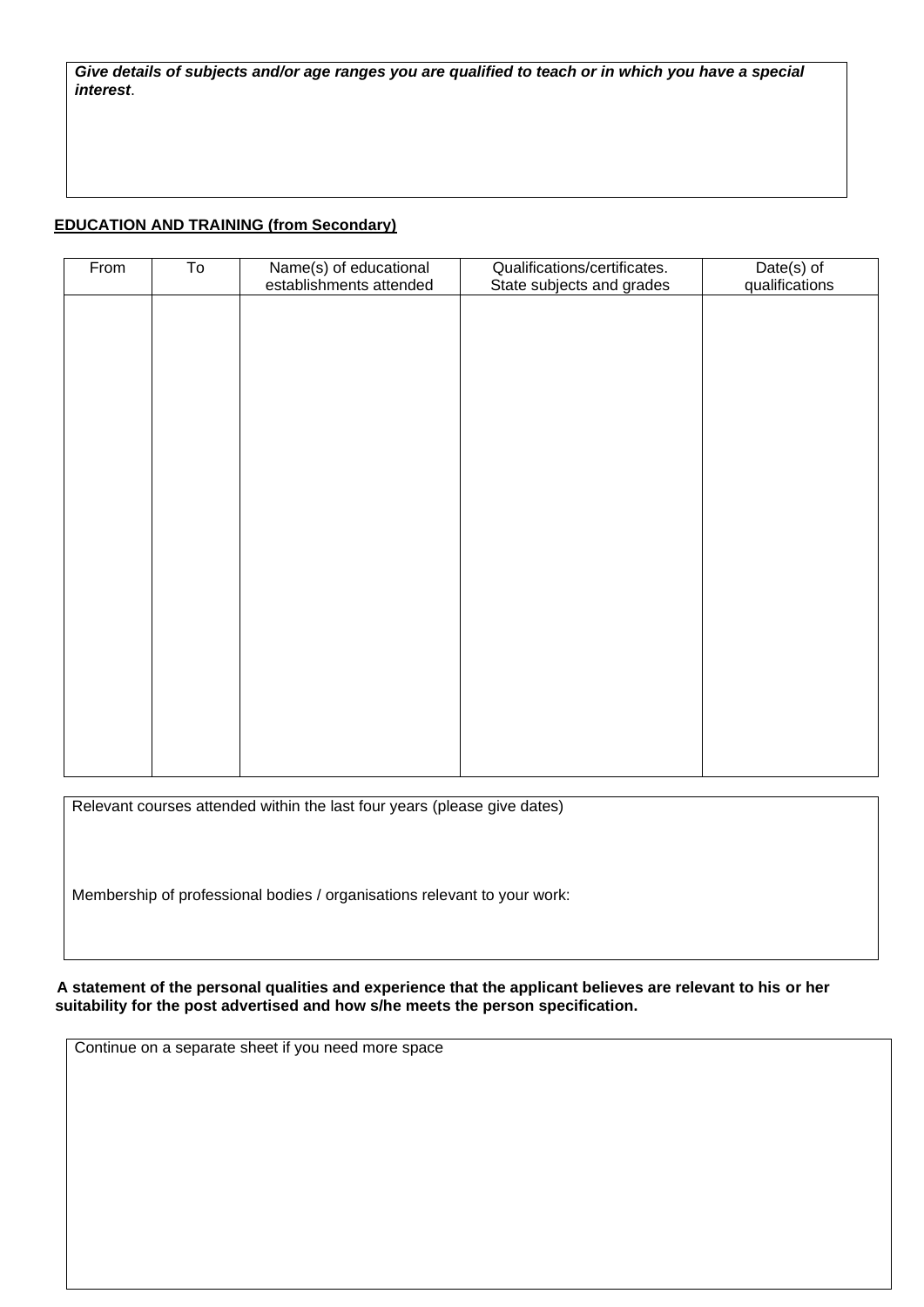***Give details of subjects and/or age ranges you are qualified to teach or in which you have a special interest*.**

**EDUCATION AND TRAINING (from Secondary)**

| From | To | Name(s) of educational establishments attended | Qualifications/certificates. State subjects and grades | Date(s) of qualifications |
|---|---|---|---|---|
| | | | | |

Relevant courses attended within the last four years (please give dates)

Membership of professional bodies / organisations relevant to your work:

**A statement of the personal qualities and experience that the applicant believes are relevant to his or her suitability for the post advertised and how s/he meets the person specification.**

Continue on a separate sheet if you need more space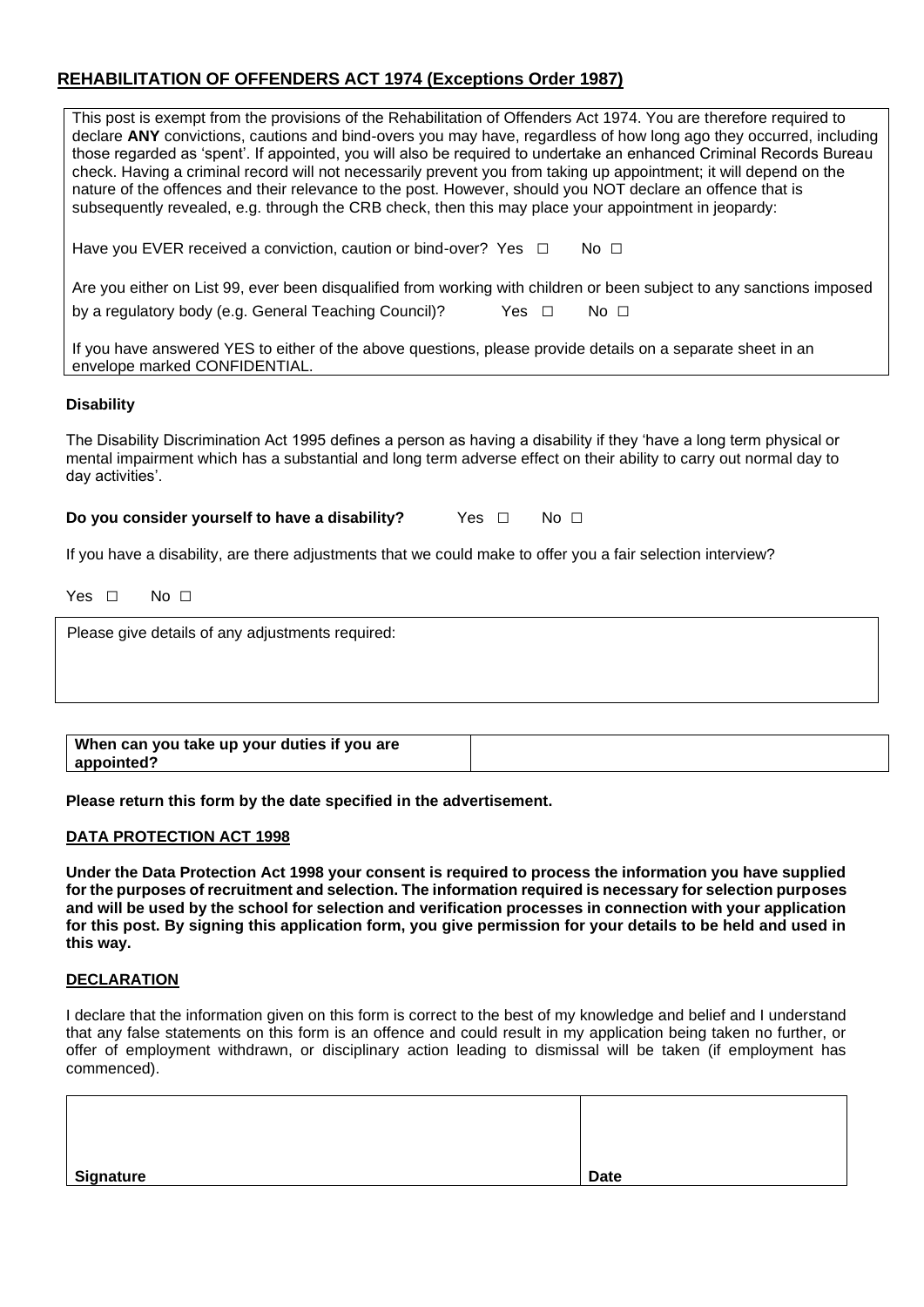## REHABILITATION OF OFFENDERS ACT 1974 (Exceptions Order 1987)

This post is exempt from the provisions of the Rehabilitation of Offenders Act 1974. You are therefore required to declare **ANY** convictions, cautions and bind-overs you may have, regardless of how long ago they occurred, including those regarded as 'spent'. If appointed, you will also be required to undertake an enhanced Criminal Records Bureau check. Having a criminal record will not necessarily prevent you from taking up appointment; it will depend on the nature of the offences and their relevance to the post. However, should you NOT declare an offence that is subsequently revealed, e.g. through the CRB check, then this may place your appointment in jeopardy:

Have you EVER received a conviction, caution or bind-over? Yes ☐ No ☐

Are you either on List 99, ever been disqualified from working with children or been subject to any sanctions imposed by a regulatory body (e.g. General Teaching Council)? Yes ☐ No ☐

If you have answered YES to either of the above questions, please provide details on a separate sheet in an envelope marked CONFIDENTIAL.

**Disability**

The Disability Discrimination Act 1995 defines a person as having a disability if they 'have a long term physical or mental impairment which has a substantial and long term adverse effect on their ability to carry out normal day to day activities'.

**Do you consider yourself to have a disability?** Yes ☐ No ☐

If you have a disability, are there adjustments that we could make to offer you a fair selection interview?

Yes ☐ No ☐

| Please give details of any adjustments required: |
|---|
| |

| **When can you take up your duties if you are appointed?** | |
|---|---|

**Please return this form by the date specified in the advertisement.**

## DATA PROTECTION ACT 1998

**Under the Data Protection Act 1998 your consent is required to process the information you have supplied for the purposes of recruitment and selection. The information required is necessary for selection purposes and will be used by the school for selection and verification processes in connection with your application for this post. By signing this application form, you give permission for your details to be held and used in this way.**

## DECLARATION

I declare that the information given on this form is correct to the best of my knowledge and belief and I understand that any false statements on this form is an offence and could result in my application being taken no further, or offer of employment withdrawn, or disciplinary action leading to dismissal will be taken (if employment has commenced).

| **Signature** | **Date** |
|---|---|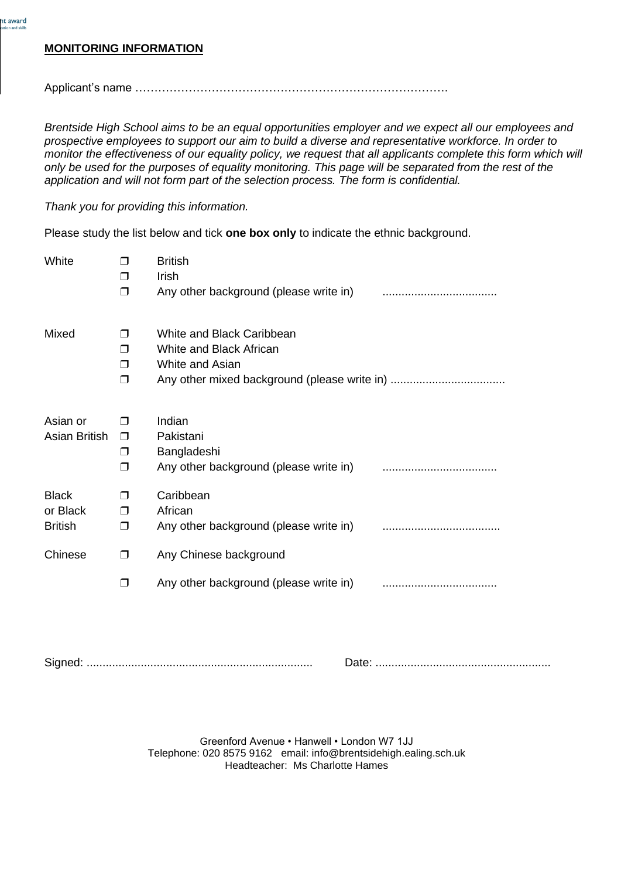**MONITORING INFORMATION**

Applicant's name ……………………………………………………………………….

*Brentside High School aims to be an equal opportunities employer and we expect all our employees and prospective employees to support our aim to build a diverse and representative workforce. In order to monitor the effectiveness of our equality policy, we request that all applicants complete this form which will only be used for the purposes of equality monitoring. This page will be separated from the rest of the application and will not form part of the selection process. The form is confidential.*

*Thank you for providing this information.*

Please study the list below and tick **one box only** to indicate the ethnic background.

| | | | |
|---|---|---|---|
| White | ❒ | British | |
| | ❒ | Irish | |
| | ❒ | Any other background (please write in) | .................................... |
| Mixed | ❒ | White and Black Caribbean | |
| | ❒ | White and Black African | |
| | ❒ | White and Asian | |
| | ❒ | Any other mixed background (please write in) .................................... | |
| Asian or Asian British | ❒ | Indian | |
| | ❒ | Pakistani | |
| | ❒ | Bangladeshi | |
| | ❒ | Any other background (please write in) | .................................... |
| Black or Black British | ❒ | Caribbean | |
| | ❒ | African | |
| | ❒ | Any other background (please write in) | ..................................... |
| Chinese | ❒ | Any Chinese background | |
| | ❒ | Any other background (please write in) | .................................... |

Signed: ...................................................................... Date: ......................................................

Greenford Avenue • Hanwell • London W7 1JJ
Telephone: 020 8575 9162 email: info@brentsidehigh.ealing.sch.uk
Headteacher: Ms Charlotte Hames